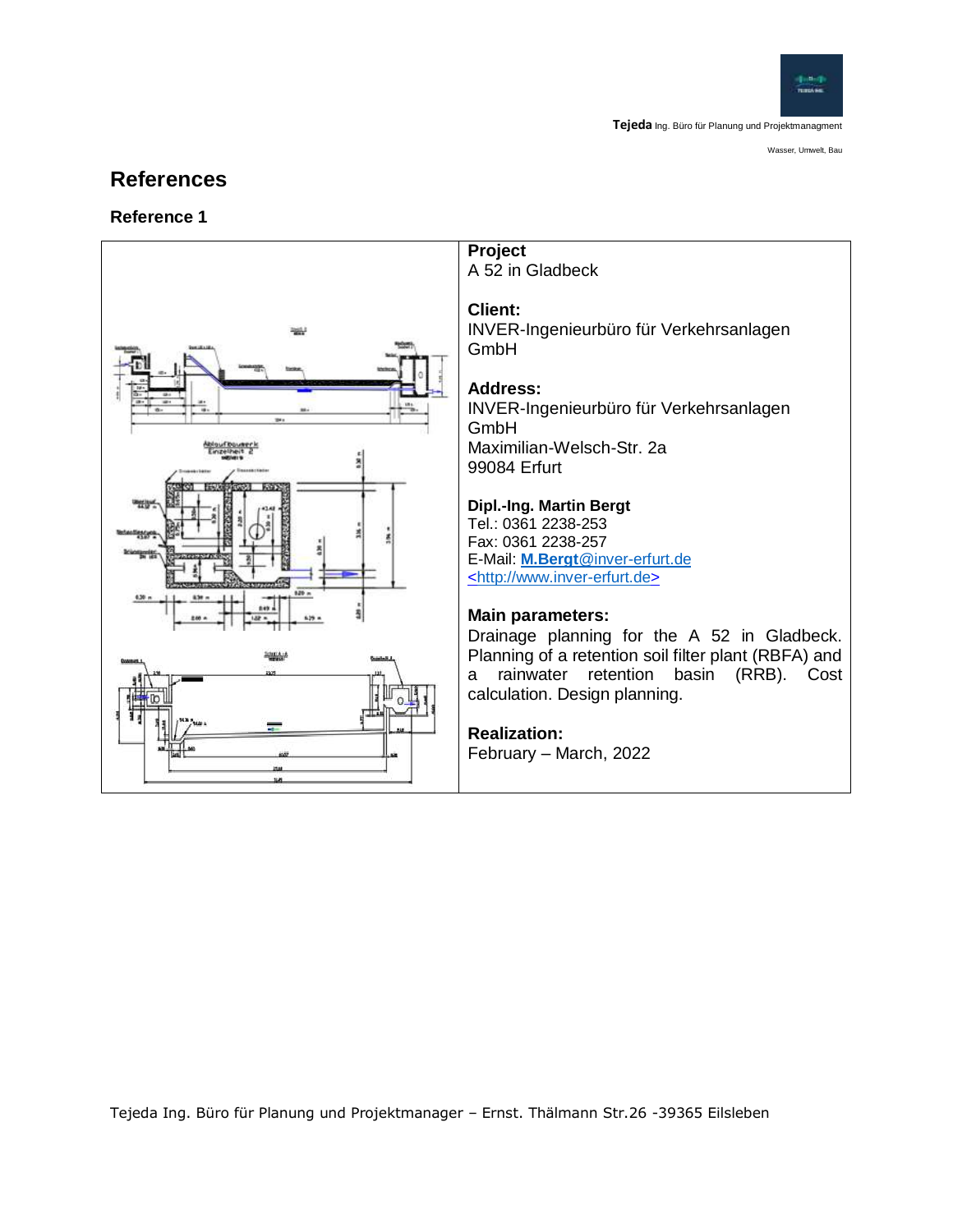# References

## Reference 1

**Project**
A 52 in Gladbeck

**Client:**
INVER-Ingenieurbüro für Verkehrsanlagen GmbH

**Address:**
INVER-Ingenieurbüro für Verkehrsanlagen GmbH
Maximilian-Welsch-Str. 2a
99084 Erfurt

**Dipl.-Ing. Martin Bergt**
Tel.: 0361 2238-253
Fax: 0361 2238-257
E-Mail: **M.Bergt**@inver-erfurt.de
<http://www.inver-erfurt.de>

**Main parameters:**
Drainage planning for the A 52 in Gladbeck. Planning of a retention soil filter plant (RBFA) and a rainwater retention basin (RRB). Cost calculation. Design planning.

**Realization:**
February – March, 2022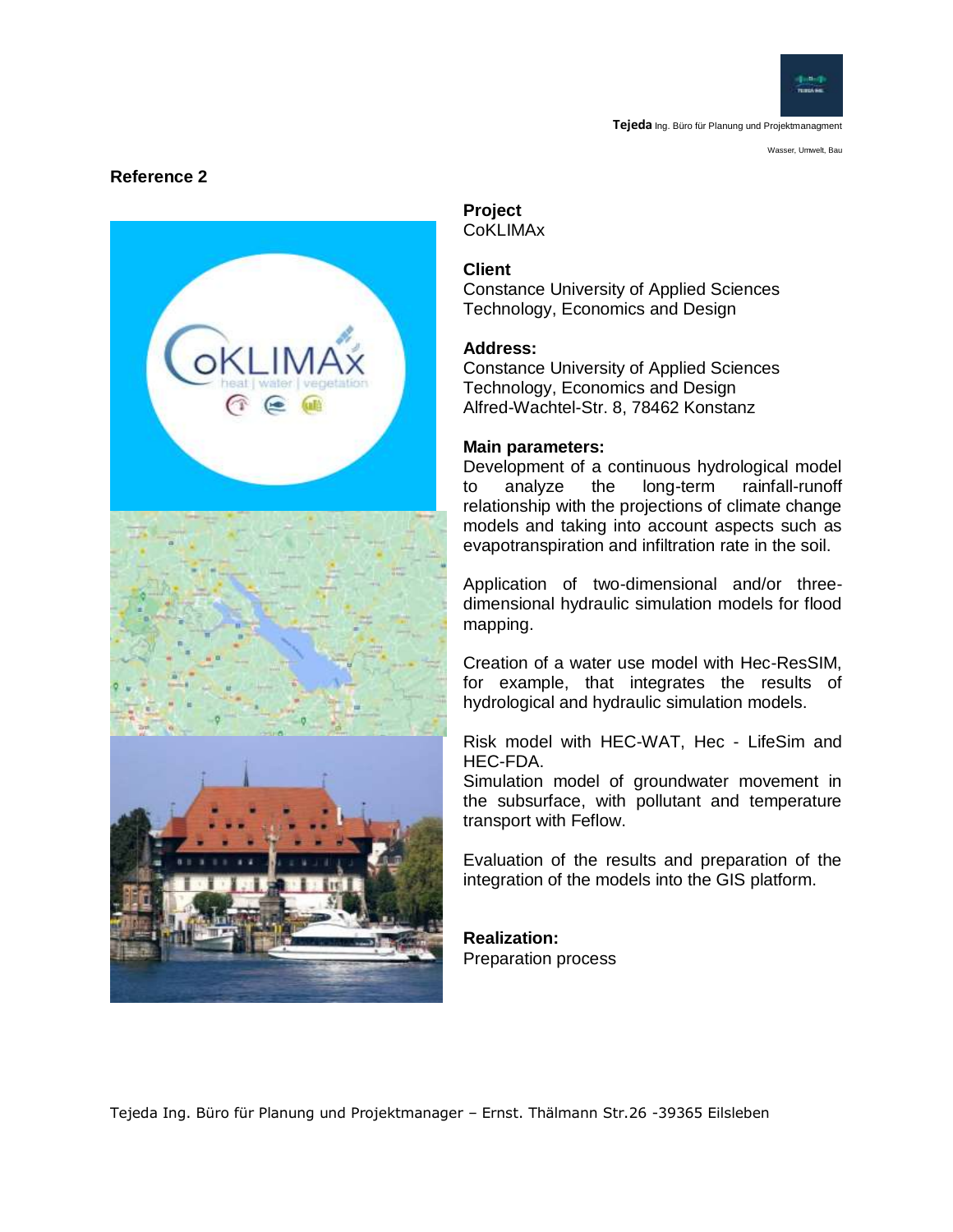## Reference 2

**Project**
CoKLIMAx

**Client**
Constance University of Applied Sciences
Technology, Economics and Design

**Address:**
Constance University of Applied Sciences
Technology, Economics and Design
Alfred-Wachtel-Str. 8, 78462 Konstanz

**Main parameters:**
Development of a continuous hydrological model to analyze the long-term rainfall-runoff relationship with the projections of climate change models and taking into account aspects such as evapotranspiration and infiltration rate in the soil.

Application of two-dimensional and/or three-dimensional hydraulic simulation models for flood mapping.

Creation of a water use model with Hec-ResSIM, for example, that integrates the results of hydrological and hydraulic simulation models.

Risk model with HEC-WAT, Hec - LifeSim and HEC-FDA.
Simulation model of groundwater movement in the subsurface, with pollutant and temperature transport with Feflow.

Evaluation of the results and preparation of the integration of the models into the GIS platform.

**Realization:**
Preparation process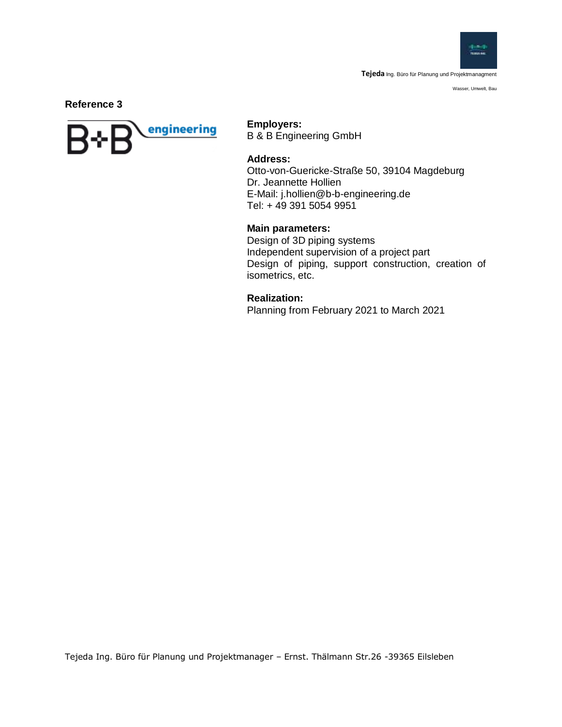## Reference 3

**Employers:**
B & B Engineering GmbH

**Address:**
Otto-von-Guericke-Straße 50, 39104 Magdeburg
Dr. Jeannette Hollien
E-Mail: j.hollien@b-b-engineering.de
Tel: + 49 391 5054 9951

**Main parameters:**
Design of 3D piping systems
Independent supervision of a project part
Design of piping, support construction, creation of isometrics, etc.

**Realization:**
Planning from February 2021 to March 2021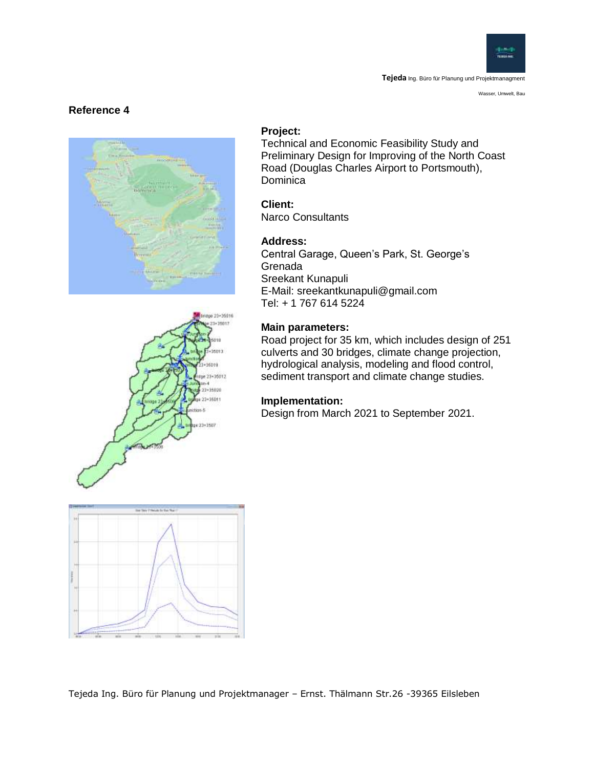## Reference 4

**Project:**
Technical and Economic Feasibility Study and Preliminary Design for Improving of the North Coast Road (Douglas Charles Airport to Portsmouth), Dominica

**Client:**
Narco Consultants

**Address:**
Central Garage, Queen's Park, St. George's
Grenada
Sreekant Kunapuli
E-Mail: sreekantkunapuli@gmail.com
Tel: + 1 767 614 5224

**Main parameters:**
Road project for 35 km, which includes design of 251 culverts and 30 bridges, climate change projection, hydrological analysis, modeling and flood control, sediment transport and climate change studies.

**Implementation:**
Design from March 2021 to September 2021.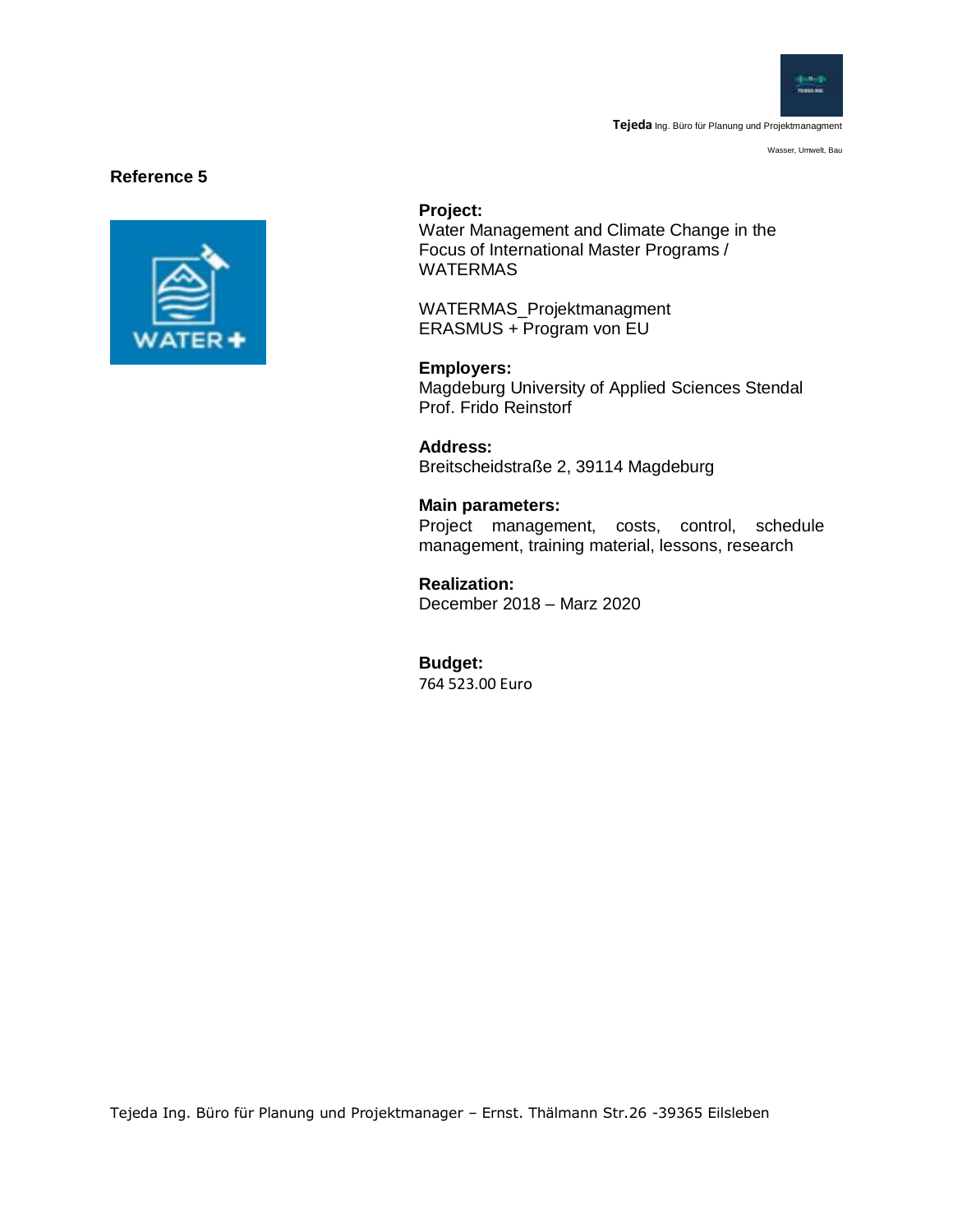## Reference 5

**Project:**
Water Management and Climate Change in the Focus of International Master Programs / WATERMAS

WATERMAS_Projektmanagment
ERASMUS + Program von EU

**Employers:**
Magdeburg University of Applied Sciences Stendal
Prof. Frido Reinstorf

**Address:**
Breitscheidstraße 2, 39114 Magdeburg

**Main parameters:**
Project management, costs, control, schedule management, training material, lessons, research

**Realization:**
December 2018 – Marz 2020

**Budget:**
764 523.00 Euro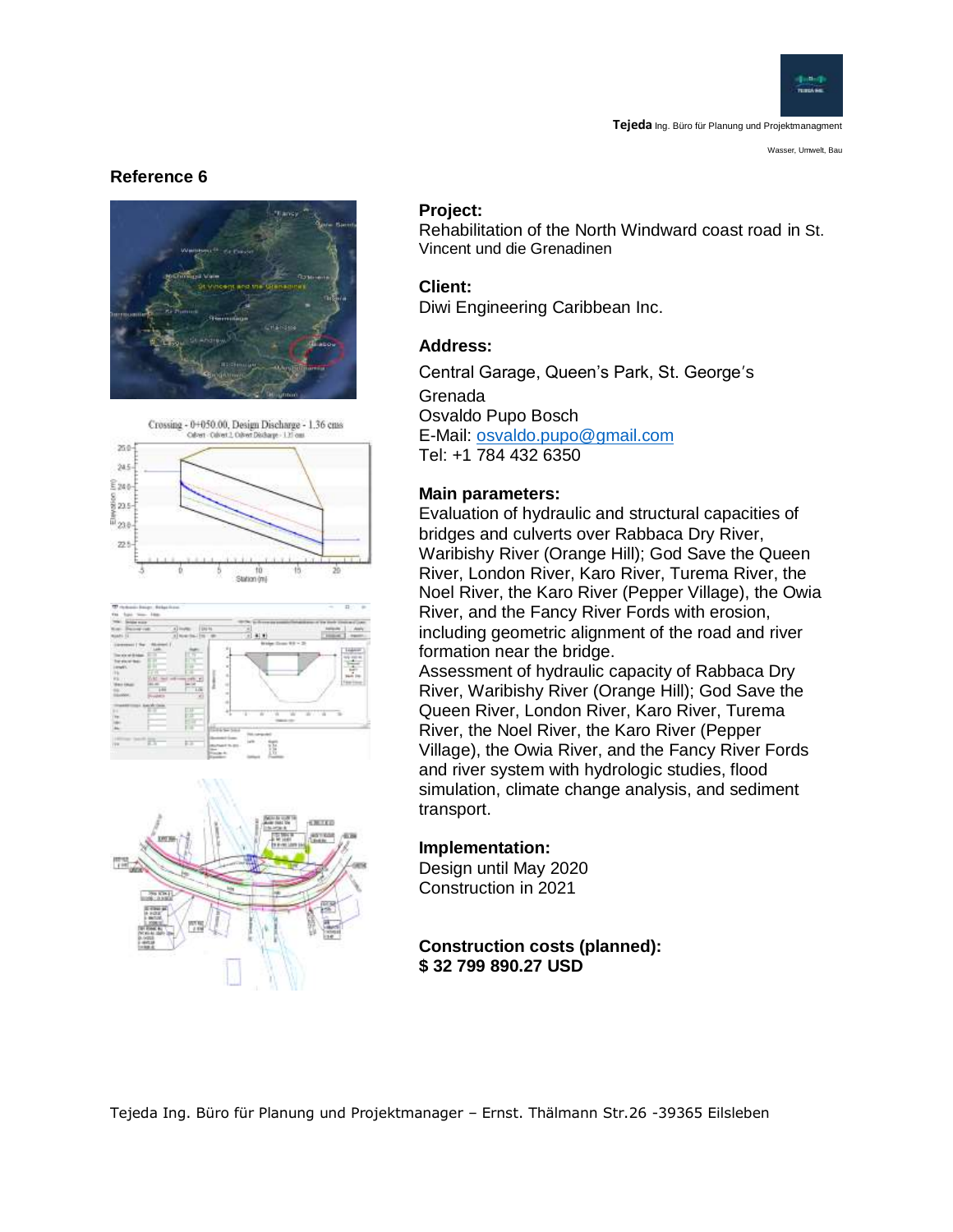## Reference 6

**Project:**
Rehabilitation of the North Windward coast road in St. Vincent und die Grenadinen

**Client:**
Diwi Engineering Caribbean Inc.

**Address:**

Central Garage, Queen's Park, St. George's
Grenada
Osvaldo Pupo Bosch
E-Mail: osvaldo.pupo@gmail.com
Tel: +1 784 432 6350

**Main parameters:**
Evaluation of hydraulic and structural capacities of bridges and culverts over Rabbaca Dry River, Waribishy River (Orange Hill); God Save the Queen River, London River, Karo River, Turema River, the Noel River, the Karo River (Pepper Village), the Owia River, and the Fancy River Fords with erosion, including geometric alignment of the road and river formation near the bridge.
Assessment of hydraulic capacity of Rabbaca Dry River, Waribishy River (Orange Hill); God Save the Queen River, London River, Karo River, Turema River, the Noel River, the Karo River (Pepper Village), the Owia River, and the Fancy River Fords and river system with hydrologic studies, flood simulation, climate change analysis, and sediment transport.

**Implementation:**
Design until May 2020
Construction in 2021

**Construction costs (planned):**
**$ 32 799 890.27 USD**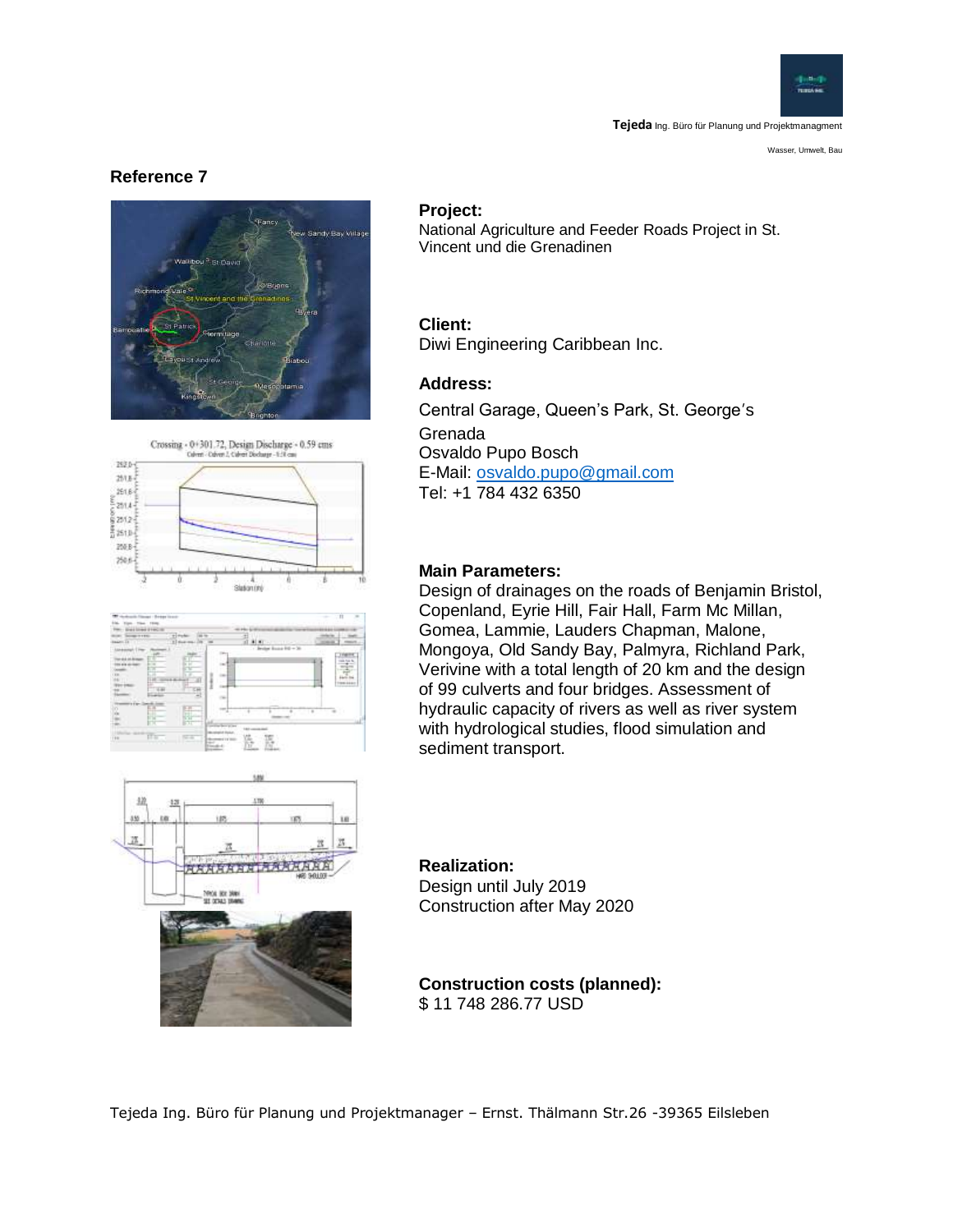## Reference 7

**Project:**
National Agriculture and Feeder Roads Project in St. Vincent und die Grenadinen

**Client:**
Diwi Engineering Caribbean Inc.

**Address:**
Central Garage, Queen's Park, St. George's
Grenada
Osvaldo Pupo Bosch
E-Mail: osvaldo.pupo@gmail.com
Tel: +1 784 432 6350

**Main Parameters:**
Design of drainages on the roads of Benjamin Bristol, Copenland, Eyrie Hill, Fair Hall, Farm Mc Millan, Gomea, Lammie, Lauders Chapman, Malone, Mongoya, Old Sandy Bay, Palmyra, Richland Park, Verivine with a total length of 20 km and the design of 99 culverts and four bridges. Assessment of hydraulic capacity of rivers as well as river system with hydrological studies, flood simulation and sediment transport.

**Realization:**
Design until July 2019
Construction after May 2020

**Construction costs (planned):**
$ 11 748 286.77 USD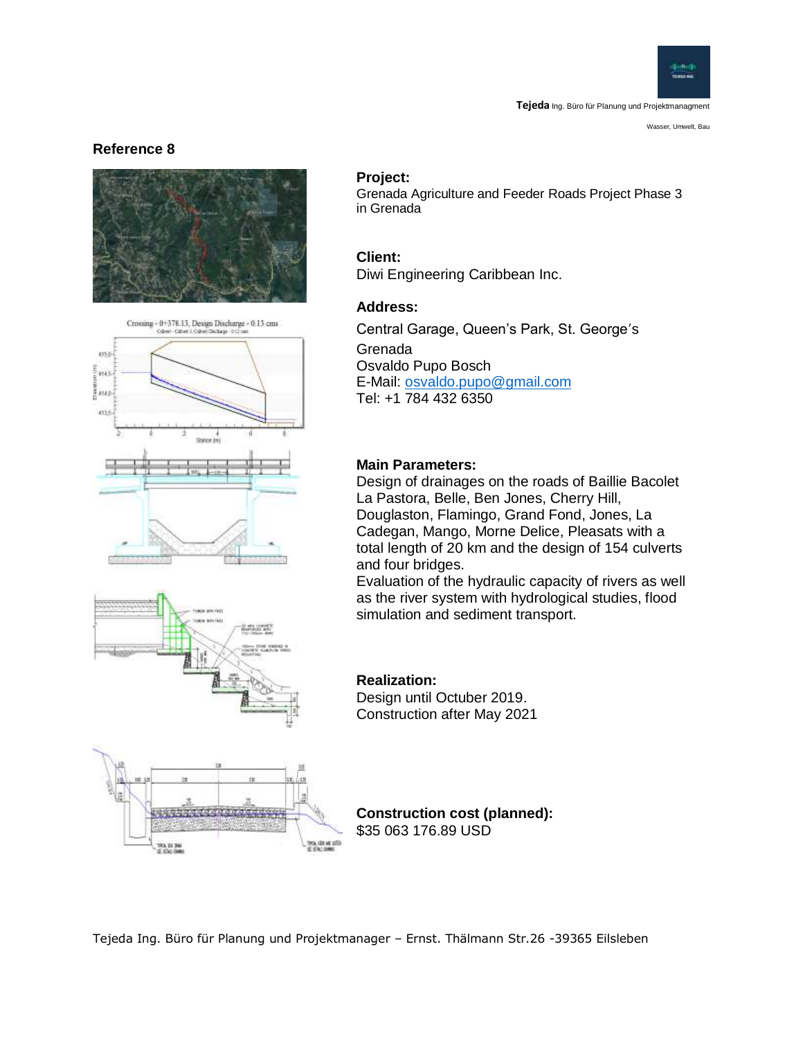## Reference 8

**Project:**
Grenada Agriculture and Feeder Roads Project Phase 3 in Grenada

**Client:**
Diwi Engineering Caribbean Inc.

**Address:**
Central Garage, Queen's Park, St. George's
Grenada
Osvaldo Pupo Bosch
E-Mail: osvaldo.pupo@gmail.com
Tel: +1 784 432 6350

**Main Parameters:**
Design of drainages on the roads of Baillie Bacolet La Pastora, Belle, Ben Jones, Cherry Hill, Douglaston, Flamingo, Grand Fond, Jones, La Cadegan, Mango, Morne Delice, Pleasats with a total length of 20 km and the design of 154 culverts and four bridges.
Evaluation of the hydraulic capacity of rivers as well as the river system with hydrological studies, flood simulation and sediment transport.

**Realization:**
Design until Octuber 2019.
Construction after May 2021

**Construction cost (planned):**
$35 063 176.89 USD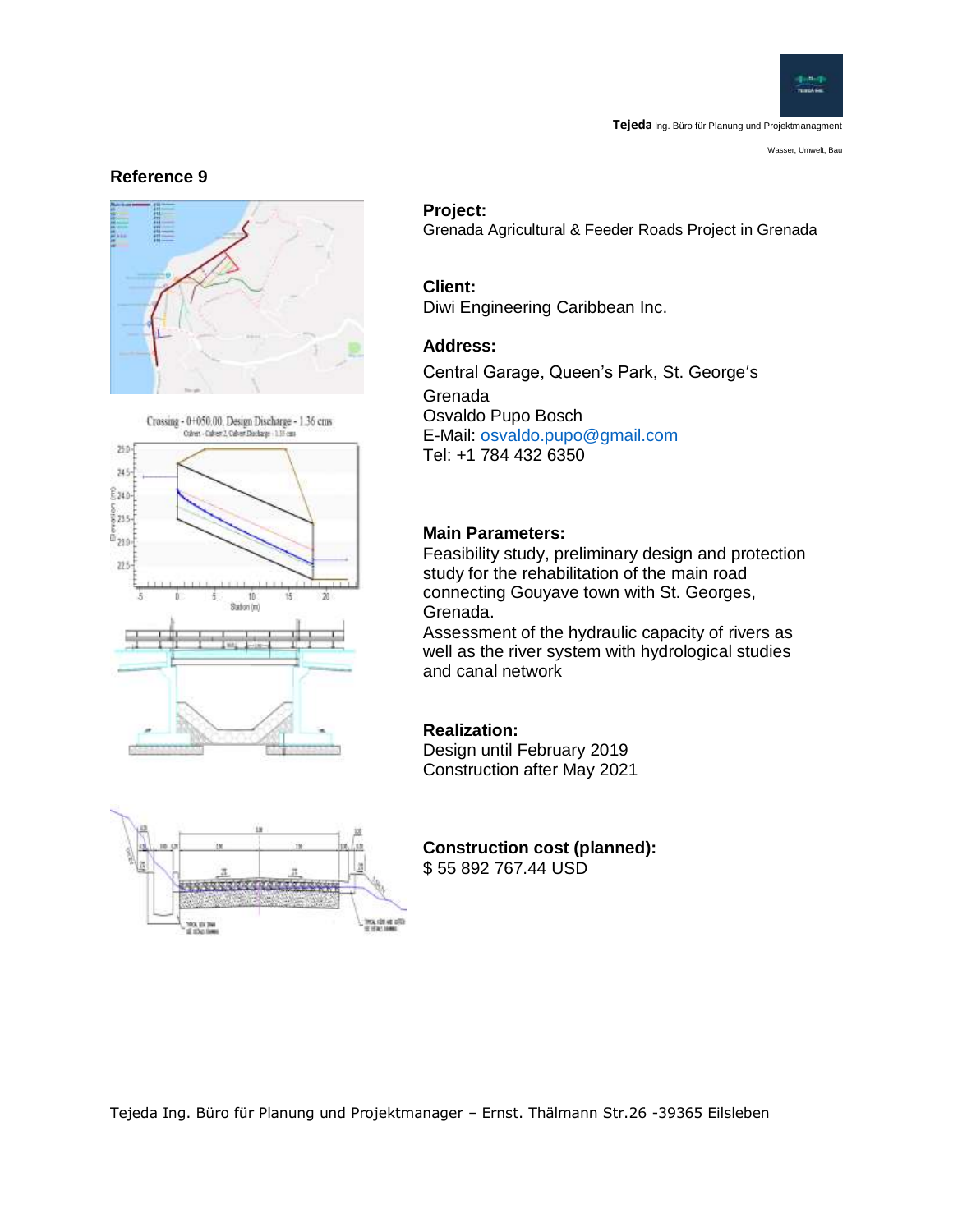## Reference 9

**Project:**
Grenada Agricultural & Feeder Roads Project in Grenada

**Client:**
Diwi Engineering Caribbean Inc.

**Address:**
Central Garage, Queen's Park, St. George's
Grenada
Osvaldo Pupo Bosch
E-Mail: osvaldo.pupo@gmail.com
Tel: +1 784 432 6350

**Main Parameters:**
Feasibility study, preliminary design and protection study for the rehabilitation of the main road connecting Gouyave town with St. Georges, Grenada.
Assessment of the hydraulic capacity of rivers as well as the river system with hydrological studies and canal network

**Realization:**
Design until February 2019
Construction after May 2021

**Construction cost (planned):**
$ 55 892 767.44 USD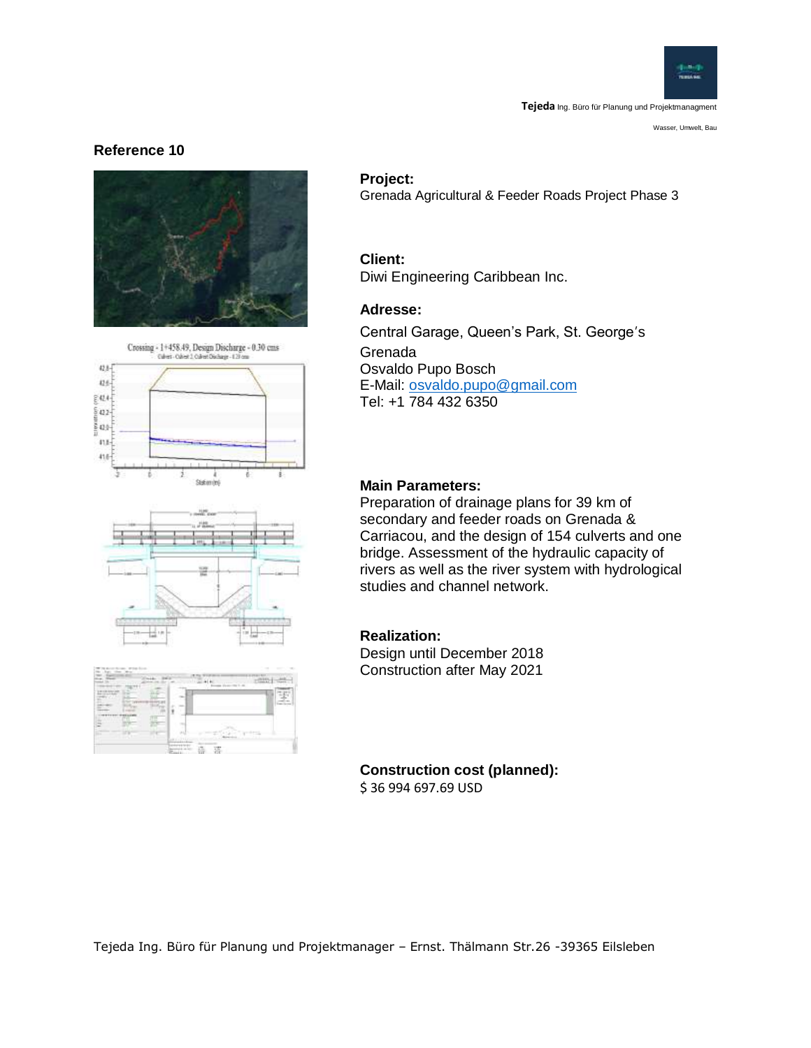## Reference 10

**Project:**
Grenada Agricultural & Feeder Roads Project Phase 3

**Client:**
Diwi Engineering Caribbean Inc.

**Adresse:**

Central Garage, Queen's Park, St. George's
Grenada
Osvaldo Pupo Bosch
E-Mail: osvaldo.pupo@gmail.com
Tel: +1 784 432 6350

**Main Parameters:**
Preparation of drainage plans for 39 km of secondary and feeder roads on Grenada & Carriacou, and the design of 154 culverts and one bridge. Assessment of the hydraulic capacity of rivers as well as the river system with hydrological studies and channel network.

**Realization:**
Design until December 2018
Construction after May 2021

**Construction cost (planned):**
$ 36 994 697.69 USD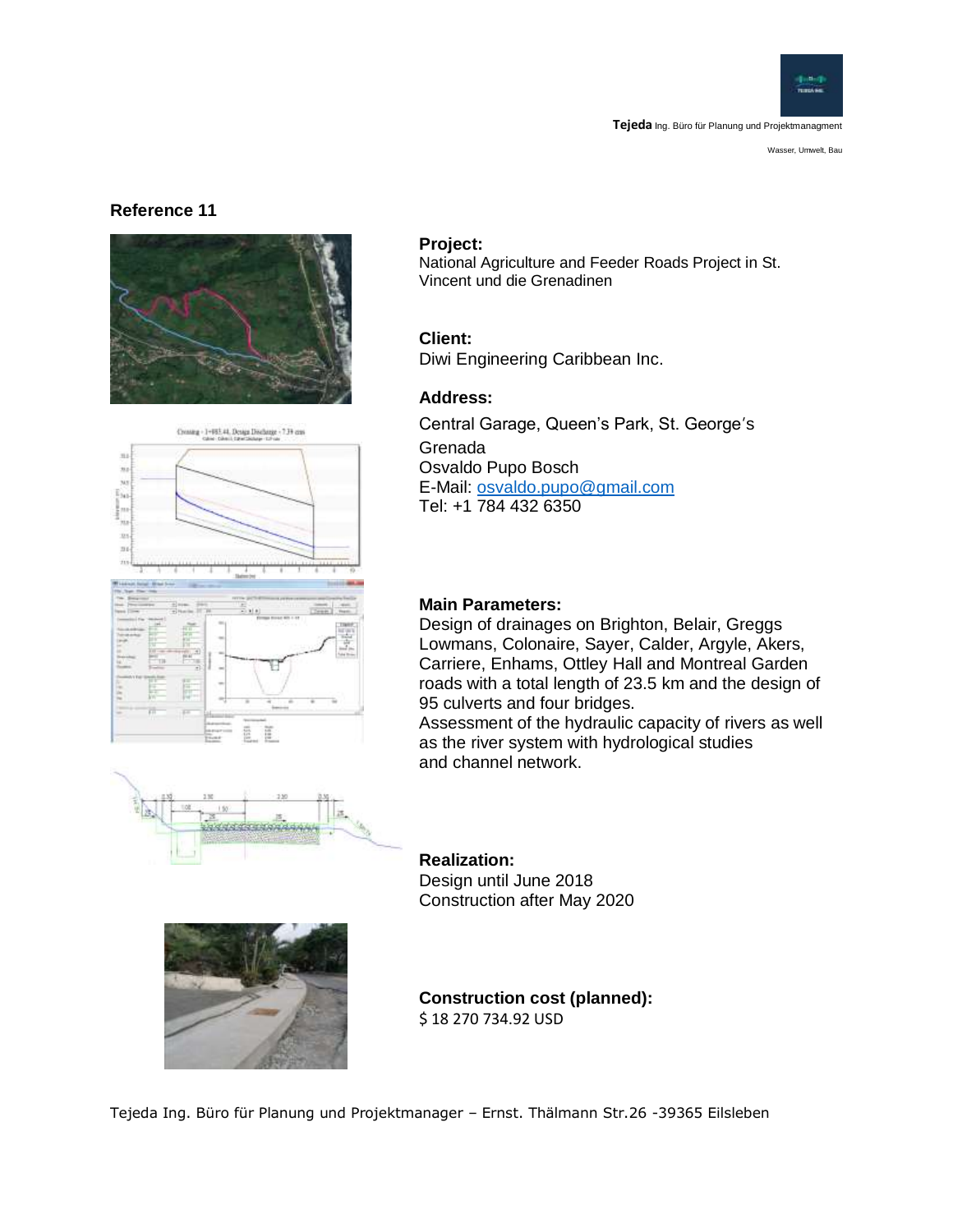## Reference 11

**Project:**
National Agriculture and Feeder Roads Project in St. Vincent und die Grenadinen

**Client:**
Diwi Engineering Caribbean Inc.

**Address:**
Central Garage, Queen's Park, St. George's
Grenada
Osvaldo Pupo Bosch
E-Mail: osvaldo.pupo@gmail.com
Tel: +1 784 432 6350

**Main Parameters:**
Design of drainages on Brighton, Belair, Greggs Lowmans, Colonaire, Sayer, Calder, Argyle, Akers, Carriere, Enhams, Ottley Hall and Montreal Garden roads with a total length of 23.5 km and the design of 95 culverts and four bridges.
Assessment of the hydraulic capacity of rivers as well as the river system with hydrological studies and channel network.

**Realization:**
Design until June 2018
Construction after May 2020

**Construction cost (planned):**
$ 18 270 734.92 USD